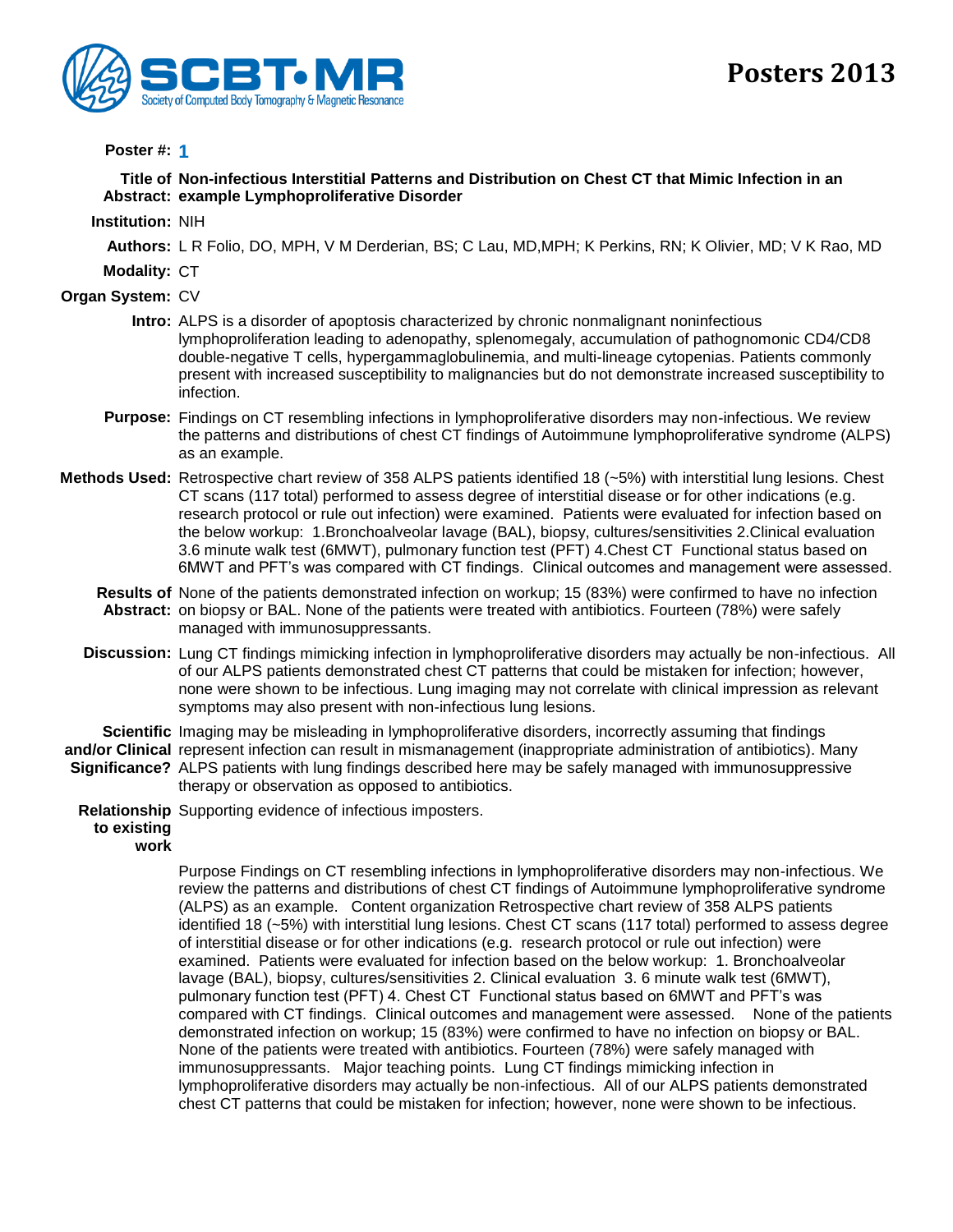# Posters 2013

**Poster #:** 1

**Title of Abstract:** **Non-infectious Interstitial Patterns and Distribution on Chest CT that Mimic Infection in an example Lymphoproliferative Disorder**

**Institution:** NIH

**Authors:** L R Folio, DO, MPH, V M Derderian, BS; C Lau, MD,MPH; K Perkins, RN; K Olivier, MD; V K Rao, MD

**Modality:** CT

**Organ System:** CV

**Intro:** ALPS is a disorder of apoptosis characterized by chronic nonmalignant noninfectious lymphoproliferation leading to adenopathy, splenomegaly, accumulation of pathognomonic CD4/CD8 double-negative T cells, hypergammaglobulinemia, and multi-lineage cytopenias. Patients commonly present with increased susceptibility to malignancies but do not demonstrate increased susceptibility to infection.

**Purpose:** Findings on CT resembling infections in lymphoproliferative disorders may non-infectious. We review the patterns and distributions of chest CT findings of Autoimmune lymphoproliferative syndrome (ALPS) as an example.

**Methods Used:** Retrospective chart review of 358 ALPS patients identified 18 (~5%) with interstitial lung lesions. Chest CT scans (117 total) performed to assess degree of interstitial disease or for other indications (e.g. research protocol or rule out infection) were examined. Patients were evaluated for infection based on the below workup: 1.Bronchoalveolar lavage (BAL), biopsy, cultures/sensitivities 2.Clinical evaluation 3.6 minute walk test (6MWT), pulmonary function test (PFT) 4.Chest CT Functional status based on 6MWT and PFT's was compared with CT findings. Clinical outcomes and management were assessed.

**Results of Abstract:** None of the patients demonstrated infection on workup; 15 (83%) were confirmed to have no infection on biopsy or BAL. None of the patients were treated with antibiotics. Fourteen (78%) were safely managed with immunosuppressants.

**Discussion:** Lung CT findings mimicking infection in lymphoproliferative disorders may actually be non-infectious. All of our ALPS patients demonstrated chest CT patterns that could be mistaken for infection; however, none were shown to be infectious. Lung imaging may not correlate with clinical impression as relevant symptoms may also present with non-infectious lung lesions.

**Scientific and/or Clinical Significance?** Imaging may be misleading in lymphoproliferative disorders, incorrectly assuming that findings represent infection can result in mismanagement (inappropriate administration of antibiotics). Many ALPS patients with lung findings described here may be safely managed with immunosuppressive therapy or observation as opposed to antibiotics.

**Relationship to existing work** Supporting evidence of infectious imposters.

Purpose Findings on CT resembling infections in lymphoproliferative disorders may non-infectious. We review the patterns and distributions of chest CT findings of Autoimmune lymphoproliferative syndrome (ALPS) as an example. Content organization Retrospective chart review of 358 ALPS patients identified 18 (~5%) with interstitial lung lesions. Chest CT scans (117 total) performed to assess degree of interstitial disease or for other indications (e.g. research protocol or rule out infection) were examined. Patients were evaluated for infection based on the below workup: 1. Bronchoalveolar lavage (BAL), biopsy, cultures/sensitivities 2. Clinical evaluation 3. 6 minute walk test (6MWT), pulmonary function test (PFT) 4. Chest CT Functional status based on 6MWT and PFT's was compared with CT findings. Clinical outcomes and management were assessed. None of the patients demonstrated infection on workup; 15 (83%) were confirmed to have no infection on biopsy or BAL. None of the patients were treated with antibiotics. Fourteen (78%) were safely managed with immunosuppressants. Major teaching points. Lung CT findings mimicking infection in lymphoproliferative disorders may actually be non-infectious. All of our ALPS patients demonstrated chest CT patterns that could be mistaken for infection; however, none were shown to be infectious.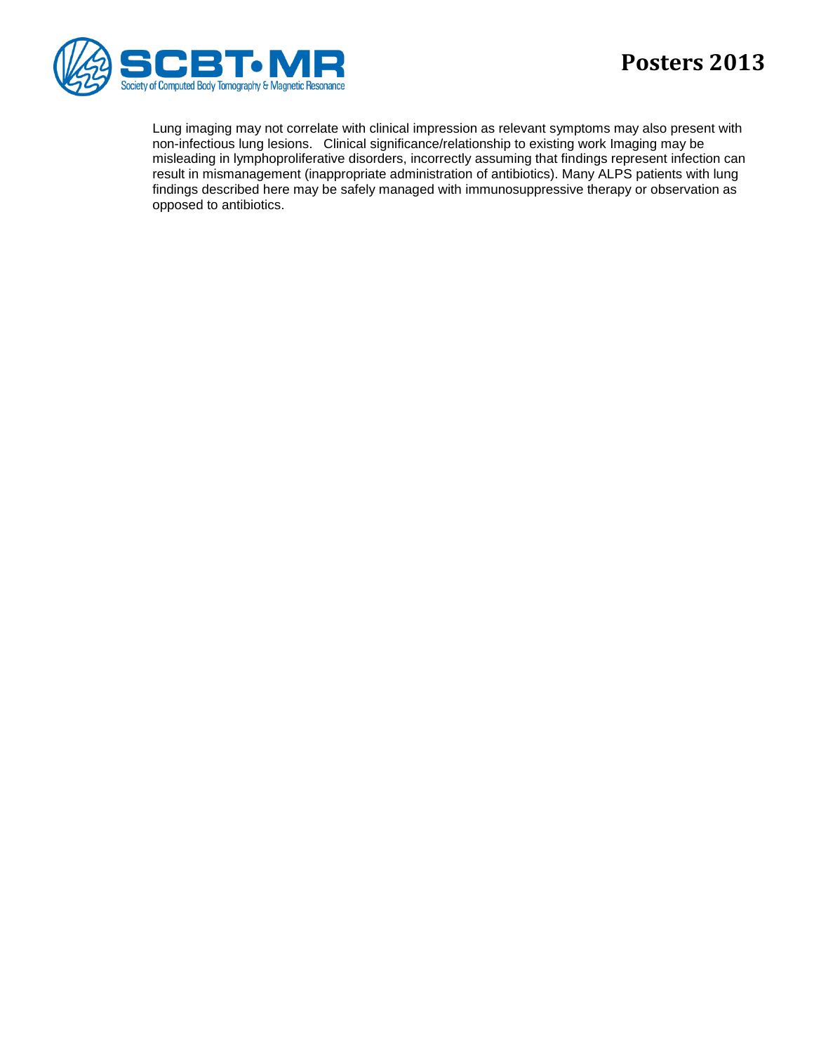Lung imaging may not correlate with clinical impression as relevant symptoms may also present with non-infectious lung lesions. Clinical significance/relationship to existing work Imaging may be misleading in lymphoproliferative disorders, incorrectly assuming that findings represent infection can result in mismanagement (inappropriate administration of antibiotics). Many ALPS patients with lung findings described here may be safely managed with immunosuppressive therapy or observation as opposed to antibiotics.